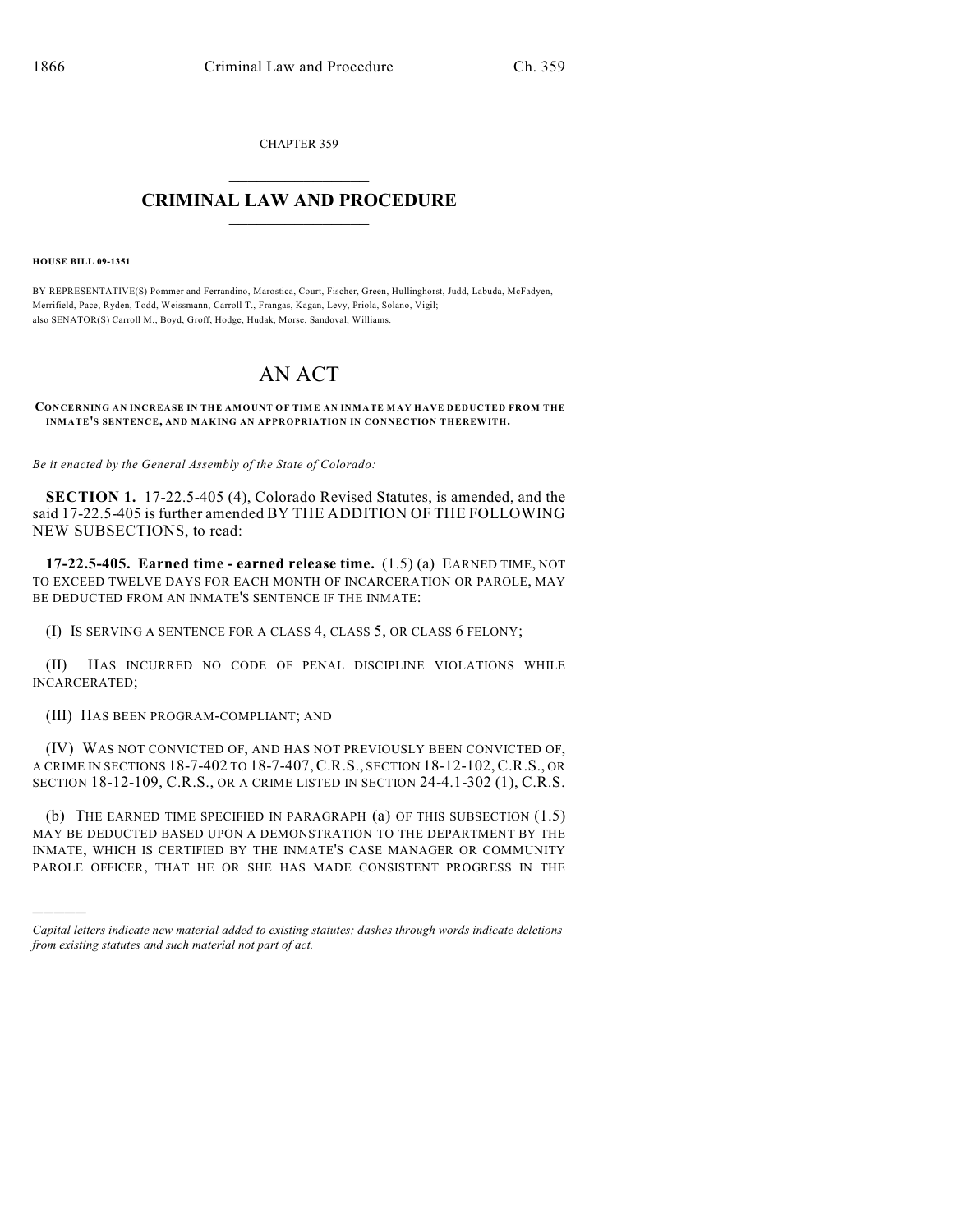CHAPTER 359

# CRIMINAL LAW AND PROCEDURE

**HOUSE BILL 09-1351**

BY REPRESENTATIVE(S) Pommer and Ferrandino, Marostica, Court, Fischer, Green, Hullinghorst, Judd, Labuda, McFadyen, Merrifield, Pace, Ryden, Todd, Weissmann, Carroll T., Frangas, Kagan, Levy, Priola, Solano, Vigil;
also SENATOR(S) Carroll M., Boyd, Groff, Hodge, Hudak, Morse, Sandoval, Williams.

# AN ACT

**CONCERNING AN INCREASE IN THE AMOUNT OF TIME AN INMATE MAY HAVE DEDUCTED FROM THE INMATE'S SENTENCE, AND MAKING AN APPROPRIATION IN CONNECTION THEREWITH.**

*Be it enacted by the General Assembly of the State of Colorado:*

**SECTION 1.** 17-22.5-405 (4), Colorado Revised Statutes, is amended, and the said 17-22.5-405 is further amended BY THE ADDITION OF THE FOLLOWING NEW SUBSECTIONS, to read:

**17-22.5-405. Earned time - earned release time.** (1.5) (a) EARNED TIME, NOT TO EXCEED TWELVE DAYS FOR EACH MONTH OF INCARCERATION OR PAROLE, MAY BE DEDUCTED FROM AN INMATE'S SENTENCE IF THE INMATE:

(I) IS SERVING A SENTENCE FOR A CLASS 4, CLASS 5, OR CLASS 6 FELONY;

(II) HAS INCURRED NO CODE OF PENAL DISCIPLINE VIOLATIONS WHILE INCARCERATED;

(III) HAS BEEN PROGRAM-COMPLIANT; AND

(IV) WAS NOT CONVICTED OF, AND HAS NOT PREVIOUSLY BEEN CONVICTED OF, A CRIME IN SECTIONS 18-7-402 TO 18-7-407, C.R.S., SECTION 18-12-102, C.R.S., OR SECTION 18-12-109, C.R.S., OR A CRIME LISTED IN SECTION 24-4.1-302 (1), C.R.S.

(b) THE EARNED TIME SPECIFIED IN PARAGRAPH (a) OF THIS SUBSECTION (1.5) MAY BE DEDUCTED BASED UPON A DEMONSTRATION TO THE DEPARTMENT BY THE INMATE, WHICH IS CERTIFIED BY THE INMATE'S CASE MANAGER OR COMMUNITY PAROLE OFFICER, THAT HE OR SHE HAS MADE CONSISTENT PROGRESS IN THE

---

*Capital letters indicate new material added to existing statutes; dashes through words indicate deletions from existing statutes and such material not part of act.*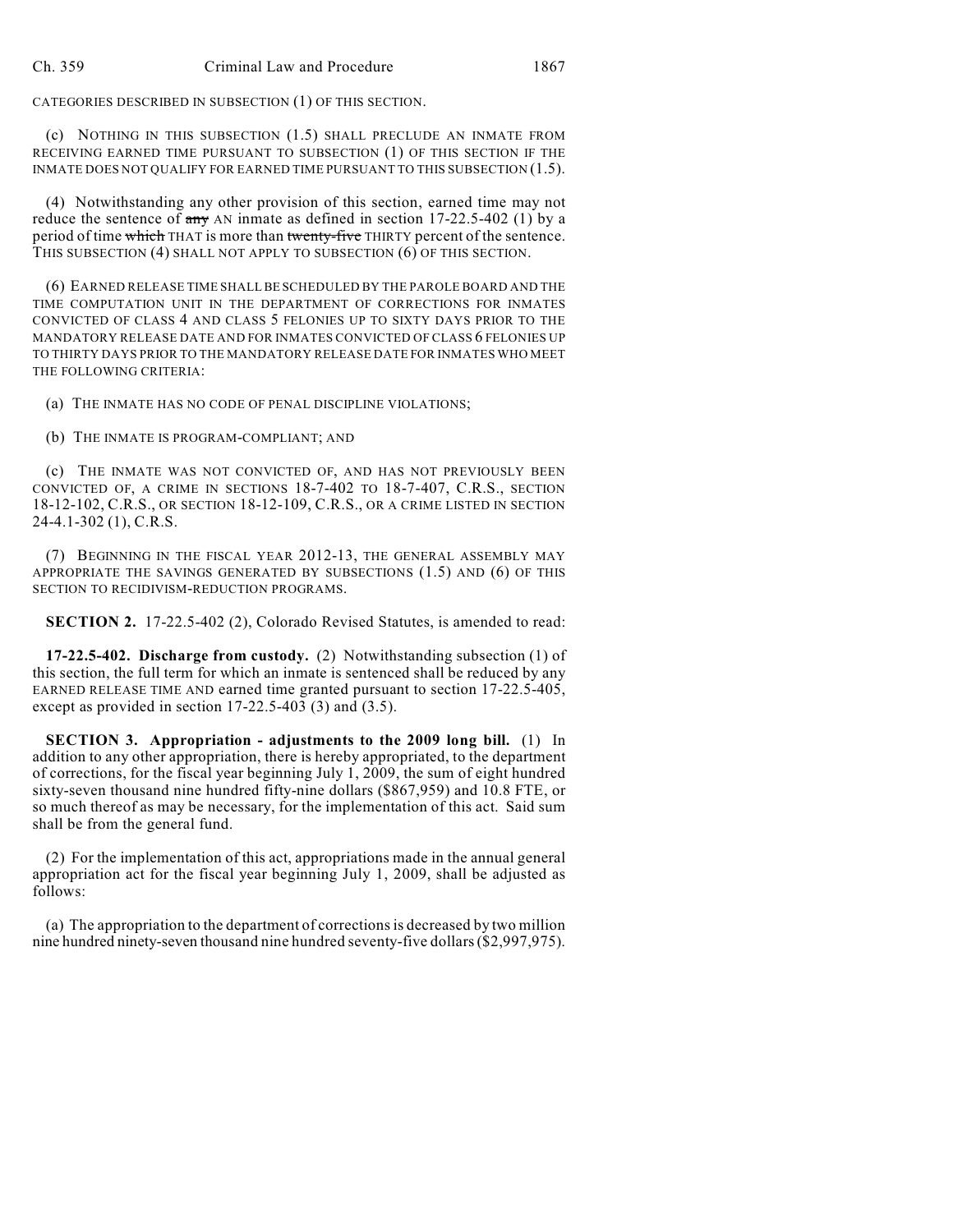CATEGORIES DESCRIBED IN SUBSECTION (1) OF THIS SECTION.

(c) NOTHING IN THIS SUBSECTION (1.5) SHALL PRECLUDE AN INMATE FROM RECEIVING EARNED TIME PURSUANT TO SUBSECTION (1) OF THIS SECTION IF THE INMATE DOES NOT QUALIFY FOR EARNED TIME PURSUANT TO THIS SUBSECTION (1.5).

(4) Notwithstanding any other provision of this section, earned time may not reduce the sentence of ~~any~~ AN inmate as defined in section 17-22.5-402 (1) by a period of time ~~which~~ THAT is more than ~~twenty-five~~ THIRTY percent of the sentence. THIS SUBSECTION (4) SHALL NOT APPLY TO SUBSECTION (6) OF THIS SECTION.

(6) EARNED RELEASE TIME SHALL BE SCHEDULED BY THE PAROLE BOARD AND THE TIME COMPUTATION UNIT IN THE DEPARTMENT OF CORRECTIONS FOR INMATES CONVICTED OF CLASS 4 AND CLASS 5 FELONIES UP TO SIXTY DAYS PRIOR TO THE MANDATORY RELEASE DATE AND FOR INMATES CONVICTED OF CLASS 6 FELONIES UP TO THIRTY DAYS PRIOR TO THE MANDATORY RELEASE DATE FOR INMATES WHO MEET THE FOLLOWING CRITERIA:

(a) THE INMATE HAS NO CODE OF PENAL DISCIPLINE VIOLATIONS;

(b) THE INMATE IS PROGRAM-COMPLIANT; AND

(c) THE INMATE WAS NOT CONVICTED OF, AND HAS NOT PREVIOUSLY BEEN CONVICTED OF, A CRIME IN SECTIONS 18-7-402 TO 18-7-407, C.R.S., SECTION 18-12-102, C.R.S., OR SECTION 18-12-109, C.R.S., OR A CRIME LISTED IN SECTION 24-4.1-302 (1), C.R.S.

(7) BEGINNING IN THE FISCAL YEAR 2012-13, THE GENERAL ASSEMBLY MAY APPROPRIATE THE SAVINGS GENERATED BY SUBSECTIONS (1.5) AND (6) OF THIS SECTION TO RECIDIVISM-REDUCTION PROGRAMS.

**SECTION 2.** 17-22.5-402 (2), Colorado Revised Statutes, is amended to read:

**17-22.5-402. Discharge from custody.** (2) Notwithstanding subsection (1) of this section, the full term for which an inmate is sentenced shall be reduced by any EARNED RELEASE TIME AND earned time granted pursuant to section 17-22.5-405, except as provided in section 17-22.5-403 (3) and (3.5).

**SECTION 3. Appropriation - adjustments to the 2009 long bill.** (1) In addition to any other appropriation, there is hereby appropriated, to the department of corrections, for the fiscal year beginning July 1, 2009, the sum of eight hundred sixty-seven thousand nine hundred fifty-nine dollars ($867,959) and 10.8 FTE, or so much thereof as may be necessary, for the implementation of this act. Said sum shall be from the general fund.

(2) For the implementation of this act, appropriations made in the annual general appropriation act for the fiscal year beginning July 1, 2009, shall be adjusted as follows:

(a) The appropriation to the department of corrections is decreased by two million nine hundred ninety-seven thousand nine hundred seventy-five dollars ($2,997,975).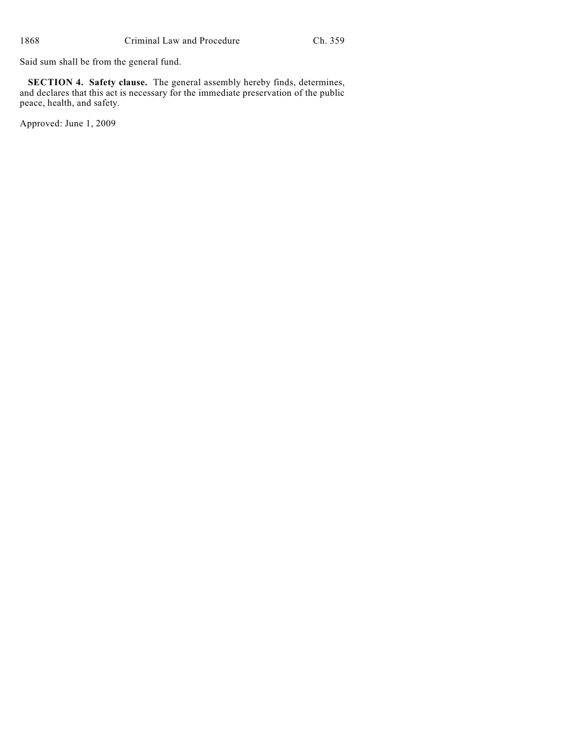Said sum shall be from the general fund.

**SECTION 4. Safety clause.** The general assembly hereby finds, determines, and declares that this act is necessary for the immediate preservation of the public peace, health, and safety.

Approved: June 1, 2009